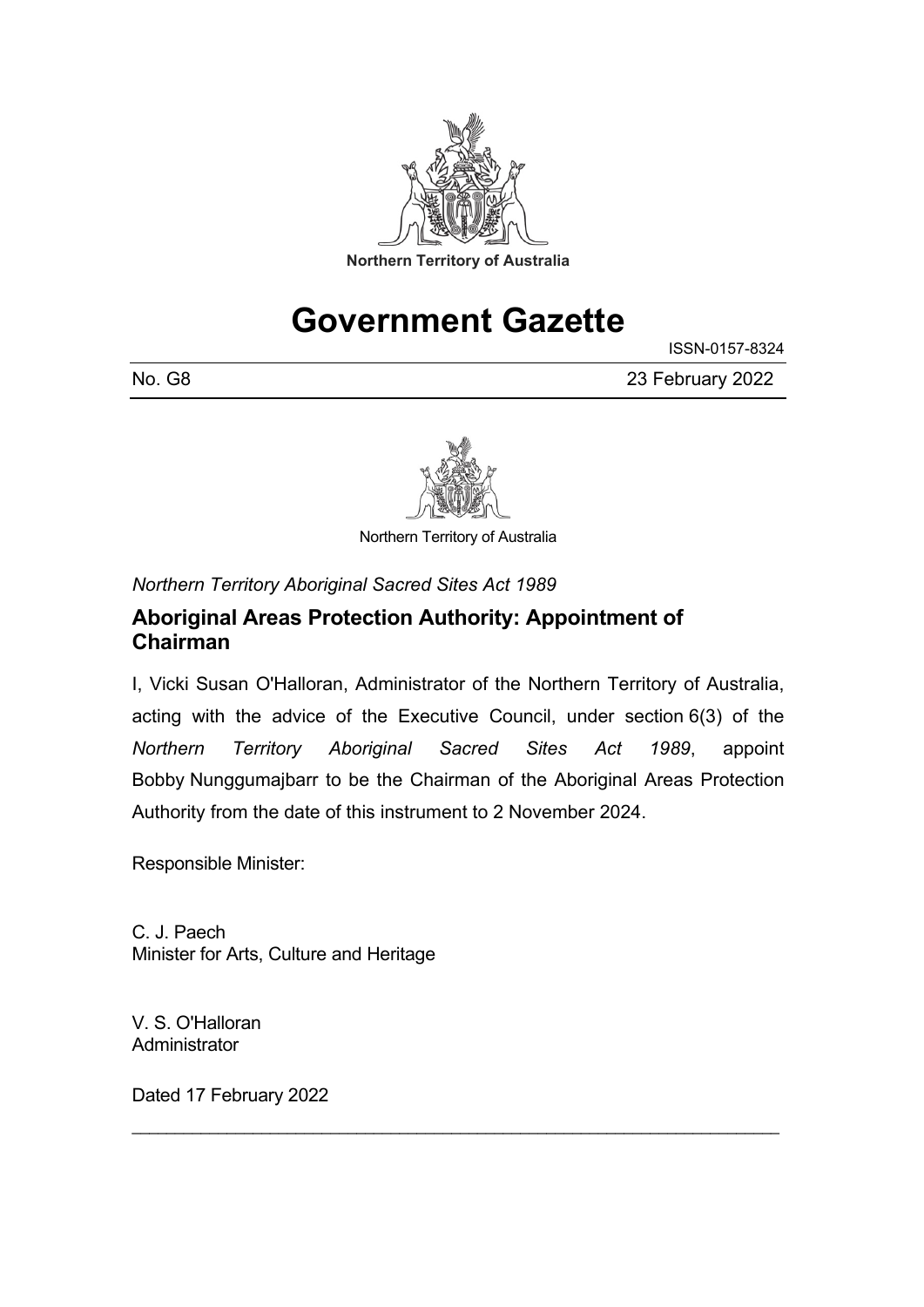Northern Territory of Australia

# Government Gazette

ISSN-0157-8324

No. G8 23 February 2022

Northern Territory of Australia

*Northern Territory Aboriginal Sacred Sites Act 1989*

## Aboriginal Areas Protection Authority: Appointment of Chairman

I, Vicki Susan O'Halloran, Administrator of the Northern Territory of Australia, acting with the advice of the Executive Council, under section 6(3) of the *Northern Territory Aboriginal Sacred Sites Act 1989*, appoint Bobby Nunggumajbarr to be the Chairman of the Aboriginal Areas Protection Authority from the date of this instrument to 2 November 2024.

Responsible Minister:

C. J. Paech
Minister for Arts, Culture and Heritage

V. S. O'Halloran
Administrator

Dated 17 February 2022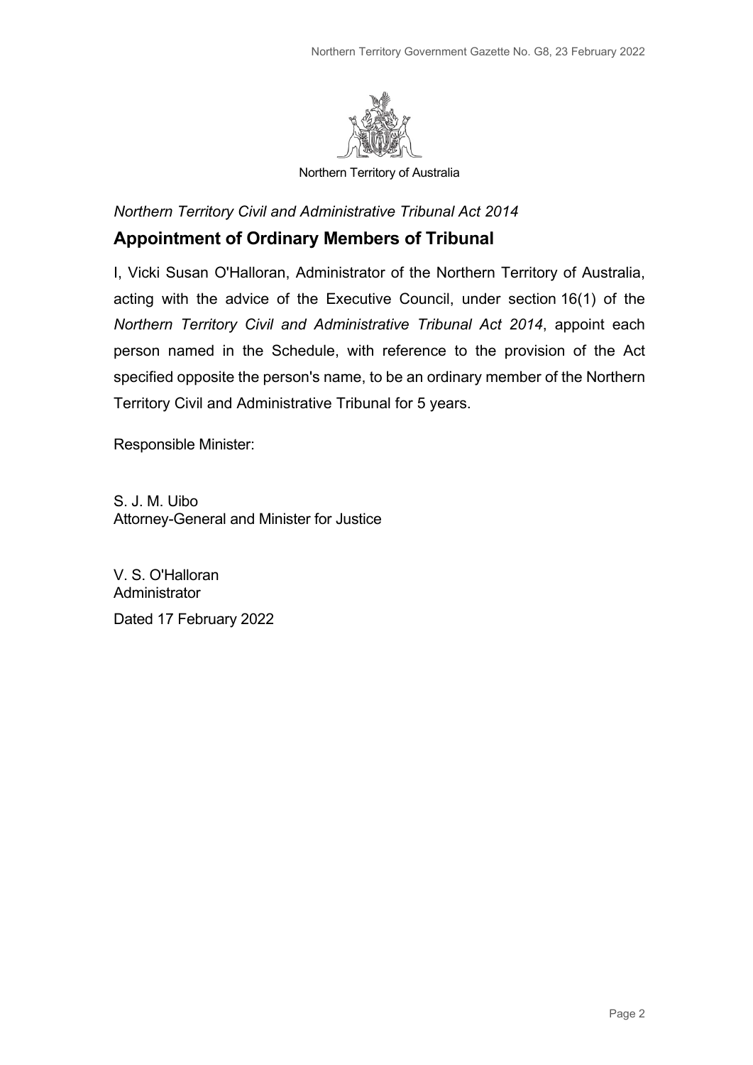Northern Territory of Australia

*Northern Territory Civil and Administrative Tribunal Act 2014*

## Appointment of Ordinary Members of Tribunal

I, Vicki Susan O'Halloran, Administrator of the Northern Territory of Australia, acting with the advice of the Executive Council, under section 16(1) of the *Northern Territory Civil and Administrative Tribunal Act 2014*, appoint each person named in the Schedule, with reference to the provision of the Act specified opposite the person's name, to be an ordinary member of the Northern Territory Civil and Administrative Tribunal for 5 years.

Responsible Minister:

S. J. M. Uibo
Attorney-General and Minister for Justice

V. S. O'Halloran
Administrator

Dated 17 February 2022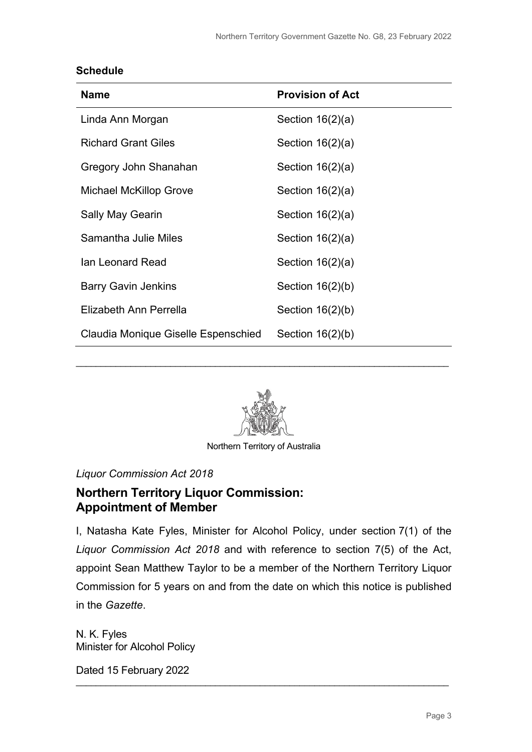**Schedule**

| Name | Provision of Act |
|---|---|
| Linda Ann Morgan | Section 16(2)(a) |
| Richard Grant Giles | Section 16(2)(a) |
| Gregory John Shanahan | Section 16(2)(a) |
| Michael McKillop Grove | Section 16(2)(a) |
| Sally May Gearin | Section 16(2)(a) |
| Samantha Julie Miles | Section 16(2)(a) |
| Ian Leonard Read | Section 16(2)(a) |
| Barry Gavin Jenkins | Section 16(2)(b) |
| Elizabeth Ann Perrella | Section 16(2)(b) |
| Claudia Monique Giselle Espenschied | Section 16(2)(b) |

---

Northern Territory of Australia

*Liquor Commission Act 2018*

## Northern Territory Liquor Commission: Appointment of Member

I, Natasha Kate Fyles, Minister for Alcohol Policy, under section 7(1) of the *Liquor Commission Act 2018* and with reference to section 7(5) of the Act, appoint Sean Matthew Taylor to be a member of the Northern Territory Liquor Commission for 5 years on and from the date on which this notice is published in the *Gazette*.

N. K. Fyles
Minister for Alcohol Policy

Dated 15 February 2022

---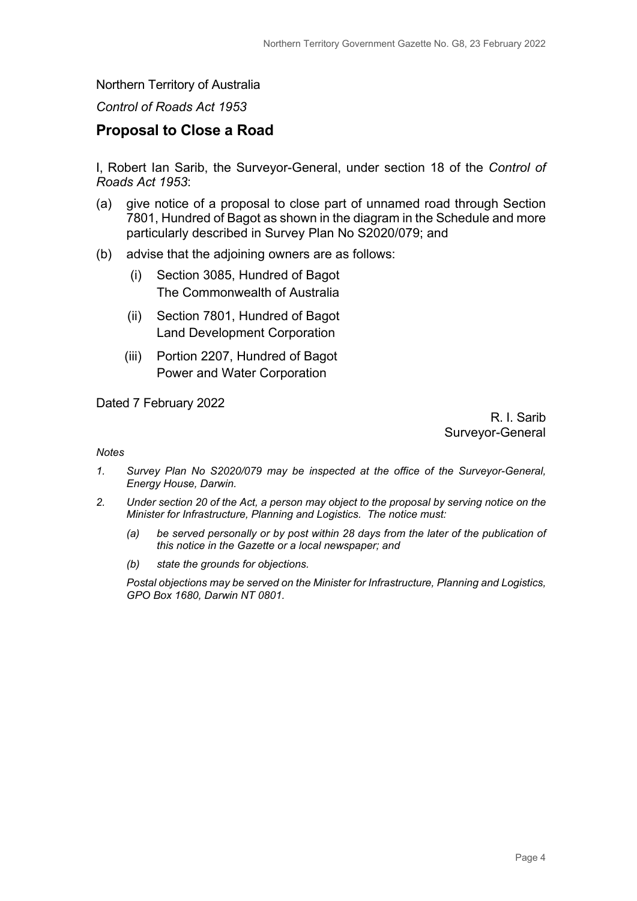Northern Territory of Australia

*Control of Roads Act 1953*

## Proposal to Close a Road

I, Robert Ian Sarib, the Surveyor-General, under section 18 of the *Control of Roads Act 1953*:

(a) give notice of a proposal to close part of unnamed road through Section 7801, Hundred of Bagot as shown in the diagram in the Schedule and more particularly described in Survey Plan No S2020/079; and

(b) advise that the adjoining owners are as follows:

   (i) Section 3085, Hundred of Bagot
   The Commonwealth of Australia

   (ii) Section 7801, Hundred of Bagot
   Land Development Corporation

   (iii) Portion 2207, Hundred of Bagot
   Power and Water Corporation

Dated 7 February 2022

R. I. Sarib
Surveyor-General

*Notes*

1. *Survey Plan No S2020/079 may be inspected at the office of the Surveyor-General, Energy House, Darwin.*

2. *Under section 20 of the Act, a person may object to the proposal by serving notice on the Minister for Infrastructure, Planning and Logistics. The notice must:*

   *(a) be served personally or by post within 28 days from the later of the publication of this notice in the Gazette or a local newspaper; and*

   *(b) state the grounds for objections.*

   *Postal objections may be served on the Minister for Infrastructure, Planning and Logistics, GPO Box 1680, Darwin NT 0801.*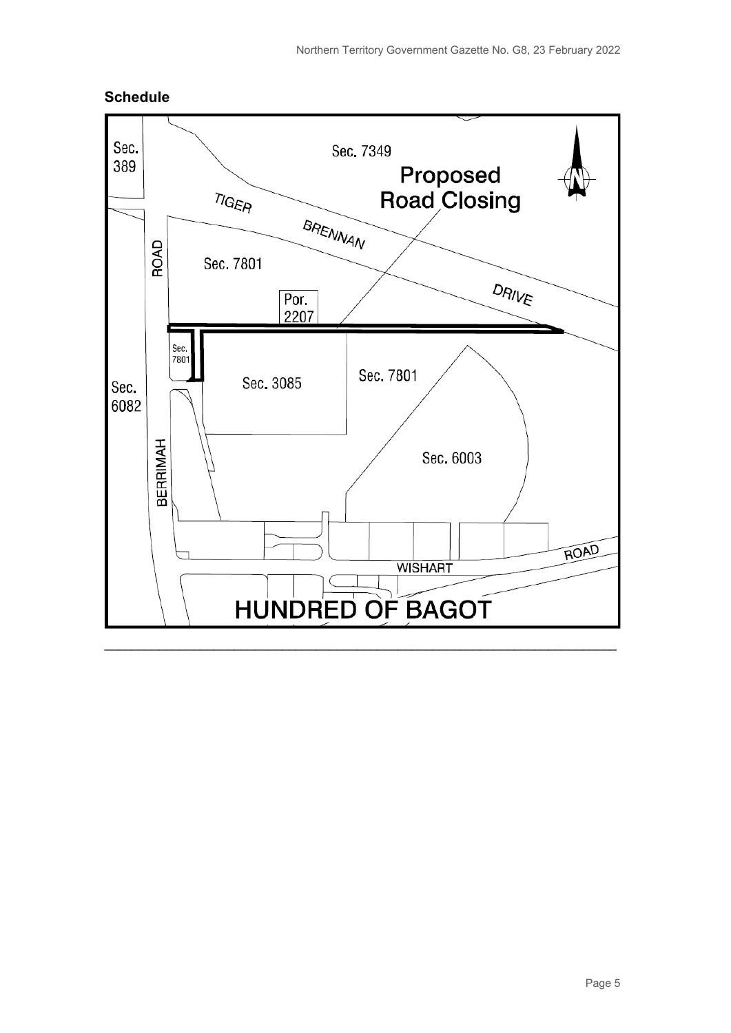**Schedule**

Sec. 389

Sec. 7349

Proposed Road Closing

TIGER BRENNAN DRIVE

ROAD

Sec. 7801

Por. 2207

Sec. 7801

Sec. 3085

Sec. 7801

Sec. 6082

BERRIMAH

Sec. 6003

WISHART ROAD

HUNDRED OF BAGOT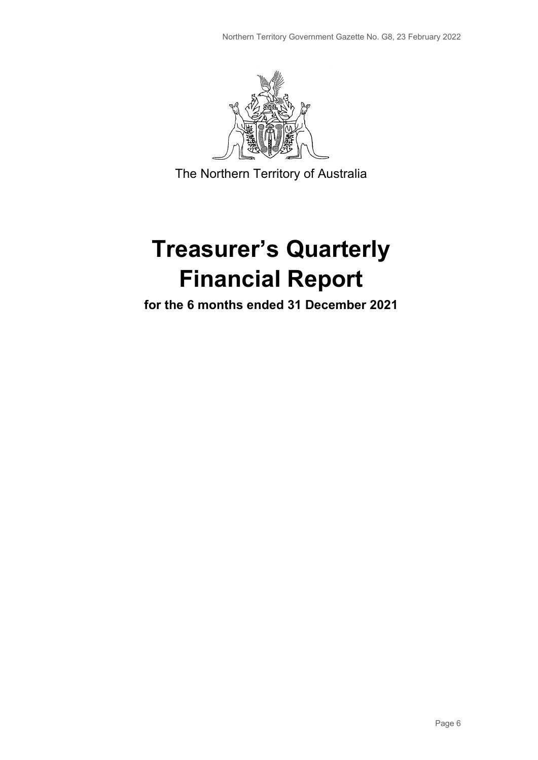The Northern Territory of Australia

# Treasurer's Quarterly Financial Report

**for the 6 months ended 31 December 2021**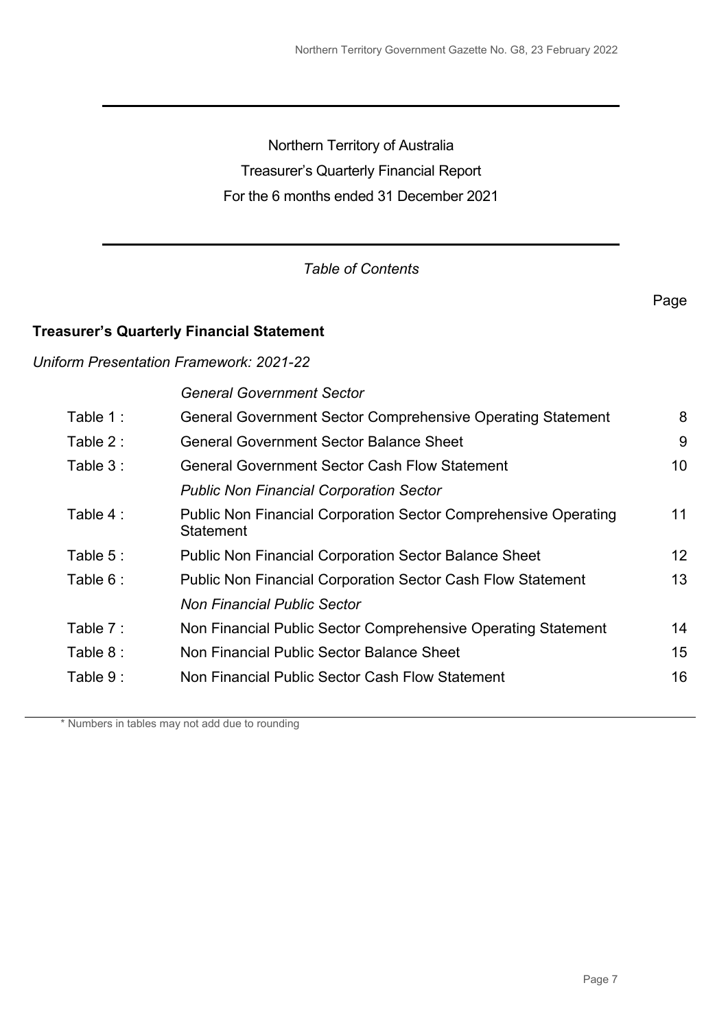Northern Territory of Australia

Treasurer's Quarterly Financial Report

For the 6 months ended 31 December 2021

*Table of Contents*

| | | Page |
|---|---|---|
| **Treasurer's Quarterly Financial Statement** | | |
| *Uniform Presentation Framework: 2021-22* | | |
| | *General Government Sector* | |
| Table 1 : | General Government Sector Comprehensive Operating Statement | 8 |
| Table 2 : | General Government Sector Balance Sheet | 9 |
| Table 3 : | General Government Sector Cash Flow Statement | 10 |
| | *Public Non Financial Corporation Sector* | |
| Table 4 : | Public Non Financial Corporation Sector Comprehensive Operating Statement | 11 |
| Table 5 : | Public Non Financial Corporation Sector Balance Sheet | 12 |
| Table 6 : | Public Non Financial Corporation Sector Cash Flow Statement | 13 |
| | *Non Financial Public Sector* | |
| Table 7 : | Non Financial Public Sector Comprehensive Operating Statement | 14 |
| Table 8 : | Non Financial Public Sector Balance Sheet | 15 |
| Table 9 : | Non Financial Public Sector Cash Flow Statement | 16 |

\* Numbers in tables may not add due to rounding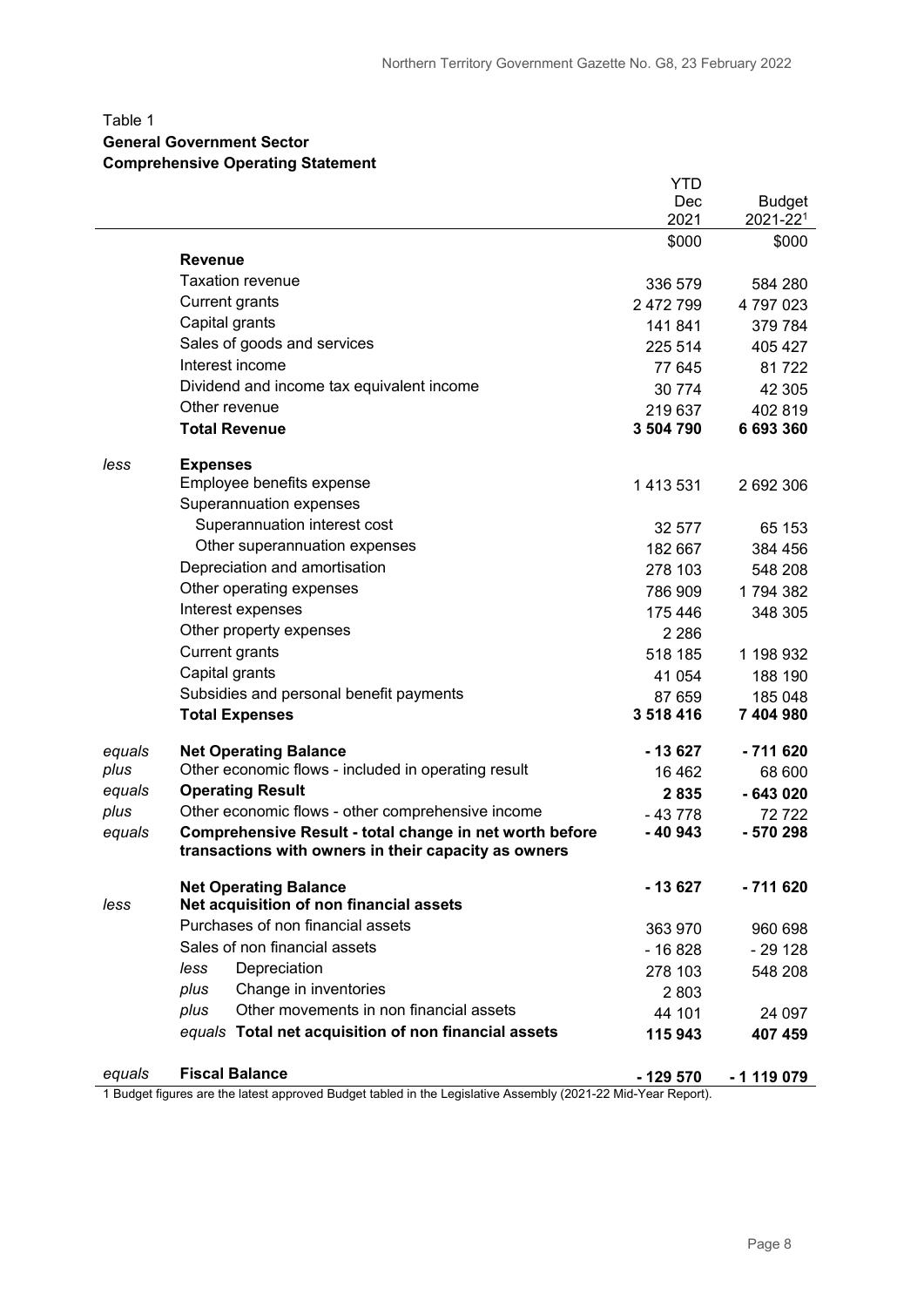Table 1
**General Government Sector**
**Comprehensive Operating Statement**

| | | YTD Dec 2021 | Budget 2021-22[1] |
|---|---|---|---|
| | | $000 | $000 |
| | **Revenue** | | |
| | Taxation revenue | 336 579 | 584 280 |
| | Current grants | 2 472 799 | 4 797 023 |
| | Capital grants | 141 841 | 379 784 |
| | Sales of goods and services | 225 514 | 405 427 |
| | Interest income | 77 645 | 81 722 |
| | Dividend and income tax equivalent income | 30 774 | 42 305 |
| | Other revenue | 219 637 | 402 819 |
| | **Total Revenue** | **3 504 790** | **6 693 360** |
| *less* | **Expenses** | | |
| | Employee benefits expense | 1 413 531 | 2 692 306 |
| | Superannuation expenses | | |
| | Superannuation interest cost | 32 577 | 65 153 |
| | Other superannuation expenses | 182 667 | 384 456 |
| | Depreciation and amortisation | 278 103 | 548 208 |
| | Other operating expenses | 786 909 | 1 794 382 |
| | Interest expenses | 175 446 | 348 305 |
| | Other property expenses | 2 286 | |
| | Current grants | 518 185 | 1 198 932 |
| | Capital grants | 41 054 | 188 190 |
| | Subsidies and personal benefit payments | 87 659 | 185 048 |
| | **Total Expenses** | **3 518 416** | **7 404 980** |
| *equals* | **Net Operating Balance** | **- 13 627** | **- 711 620** |
| *plus* | Other economic flows - included in operating result | 16 462 | 68 600 |
| *equals* | **Operating Result** | **2 835** | **- 643 020** |
| *plus* | Other economic flows - other comprehensive income | - 43 778 | 72 722 |
| *equals* | **Comprehensive Result - total change in net worth before transactions with owners in their capacity as owners** | **- 40 943** | **- 570 298** |
| | **Net Operating Balance** | **- 13 627** | **- 711 620** |
| *less* | **Net acquisition of non financial assets** | | |
| | Purchases of non financial assets | 363 970 | 960 698 |
| | Sales of non financial assets | - 16 828 | - 29 128 |
| | *less* Depreciation | 278 103 | 548 208 |
| | *plus* Change in inventories | 2 803 | |
| | *plus* Other movements in non financial assets | 44 101 | 24 097 |
| | *equals* **Total net acquisition of non financial assets** | **115 943** | **407 459** |
| *equals* | **Fiscal Balance** | **- 129 570** | **- 1 119 079** |

1 Budget figures are the latest approved Budget tabled in the Legislative Assembly (2021-22 Mid-Year Report).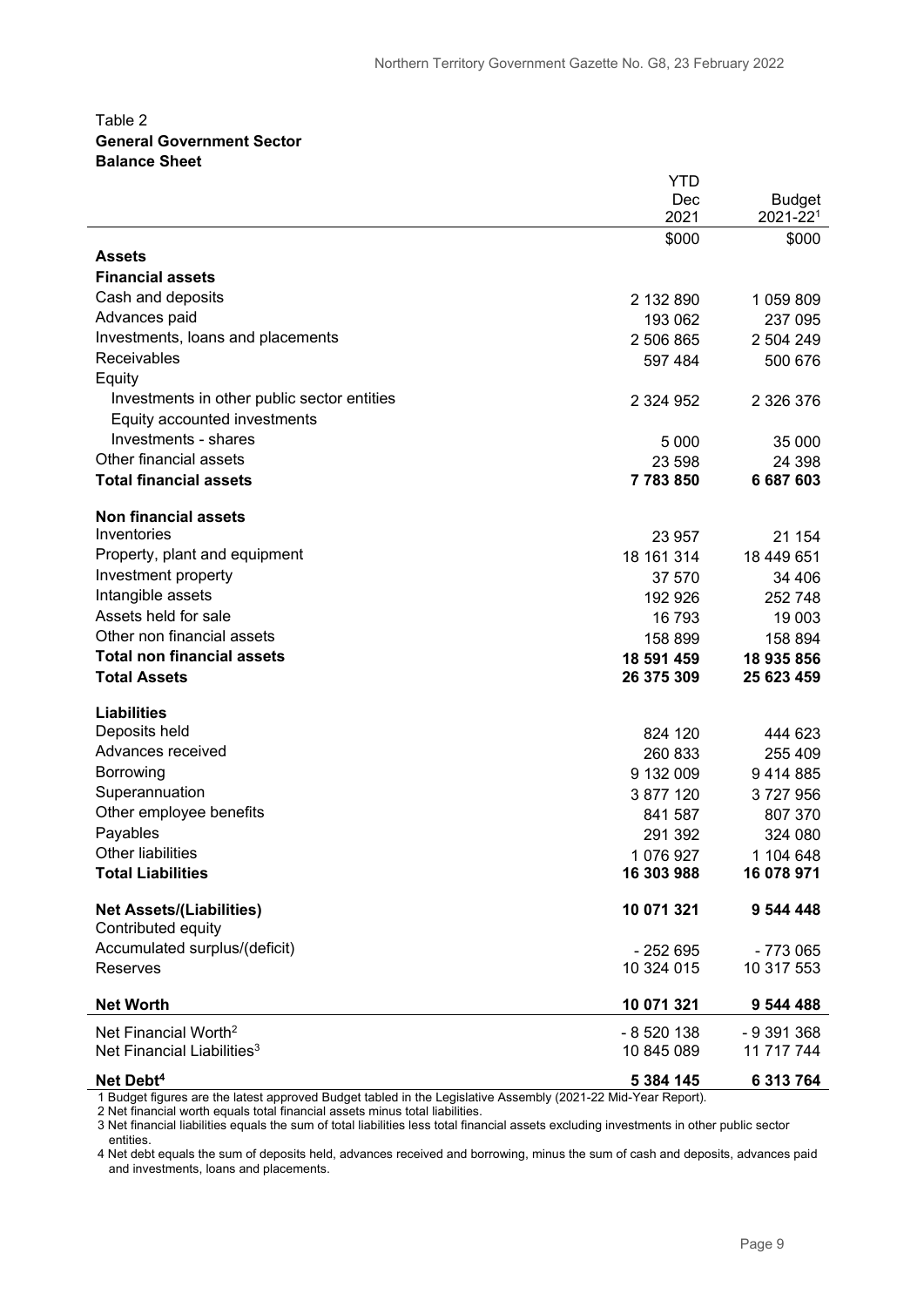Table 2
**General Government Sector**
**Balance Sheet**

| | YTD Dec 2021 | Budget 2021-22[1] |
|---|---|---|
| | \$000 | \$000 |
| **Assets** | | |
| **Financial assets** | | |
| Cash and deposits | 2 132 890 | 1 059 809 |
| Advances paid | 193 062 | 237 095 |
| Investments, loans and placements | 2 506 865 | 2 504 249 |
| Receivables | 597 484 | 500 676 |
| Equity | | |
| Investments in other public sector entities | 2 324 952 | 2 326 376 |
| Equity accounted investments | | |
| Investments - shares | 5 000 | 35 000 |
| Other financial assets | 23 598 | 24 398 |
| **Total financial assets** | **7 783 850** | **6 687 603** |
| **Non financial assets** | | |
| Inventories | 23 957 | 21 154 |
| Property, plant and equipment | 18 161 314 | 18 449 651 |
| Investment property | 37 570 | 34 406 |
| Intangible assets | 192 926 | 252 748 |
| Assets held for sale | 16 793 | 19 003 |
| Other non financial assets | 158 899 | 158 894 |
| **Total non financial assets** | **18 591 459** | **18 935 856** |
| **Total Assets** | **26 375 309** | **25 623 459** |
| **Liabilities** | | |
| Deposits held | 824 120 | 444 623 |
| Advances received | 260 833 | 255 409 |
| Borrowing | 9 132 009 | 9 414 885 |
| Superannuation | 3 877 120 | 3 727 956 |
| Other employee benefits | 841 587 | 807 370 |
| Payables | 291 392 | 324 080 |
| Other liabilities | 1 076 927 | 1 104 648 |
| **Total Liabilities** | **16 303 988** | **16 078 971** |
| **Net Assets/(Liabilities)** | **10 071 321** | **9 544 448** |
| Contributed equity | | |
| Accumulated surplus/(deficit) | - 252 695 | - 773 065 |
| Reserves | 10 324 015 | 10 317 553 |
| **Net Worth** | **10 071 321** | **9 544 488** |
| Net Financial Worth[2] | - 8 520 138 | - 9 391 368 |
| Net Financial Liabilities[3] | 10 845 089 | 11 717 744 |
| **Net Debt[4]** | **5 384 145** | **6 313 764** |

1 Budget figures are the latest approved Budget tabled in the Legislative Assembly (2021-22 Mid-Year Report).
2 Net financial worth equals total financial assets minus total liabilities.
3 Net financial liabilities equals the sum of total liabilities less total financial assets excluding investments in other public sector entities.
4 Net debt equals the sum of deposits held, advances received and borrowing, minus the sum of cash and deposits, advances paid and investments, loans and placements.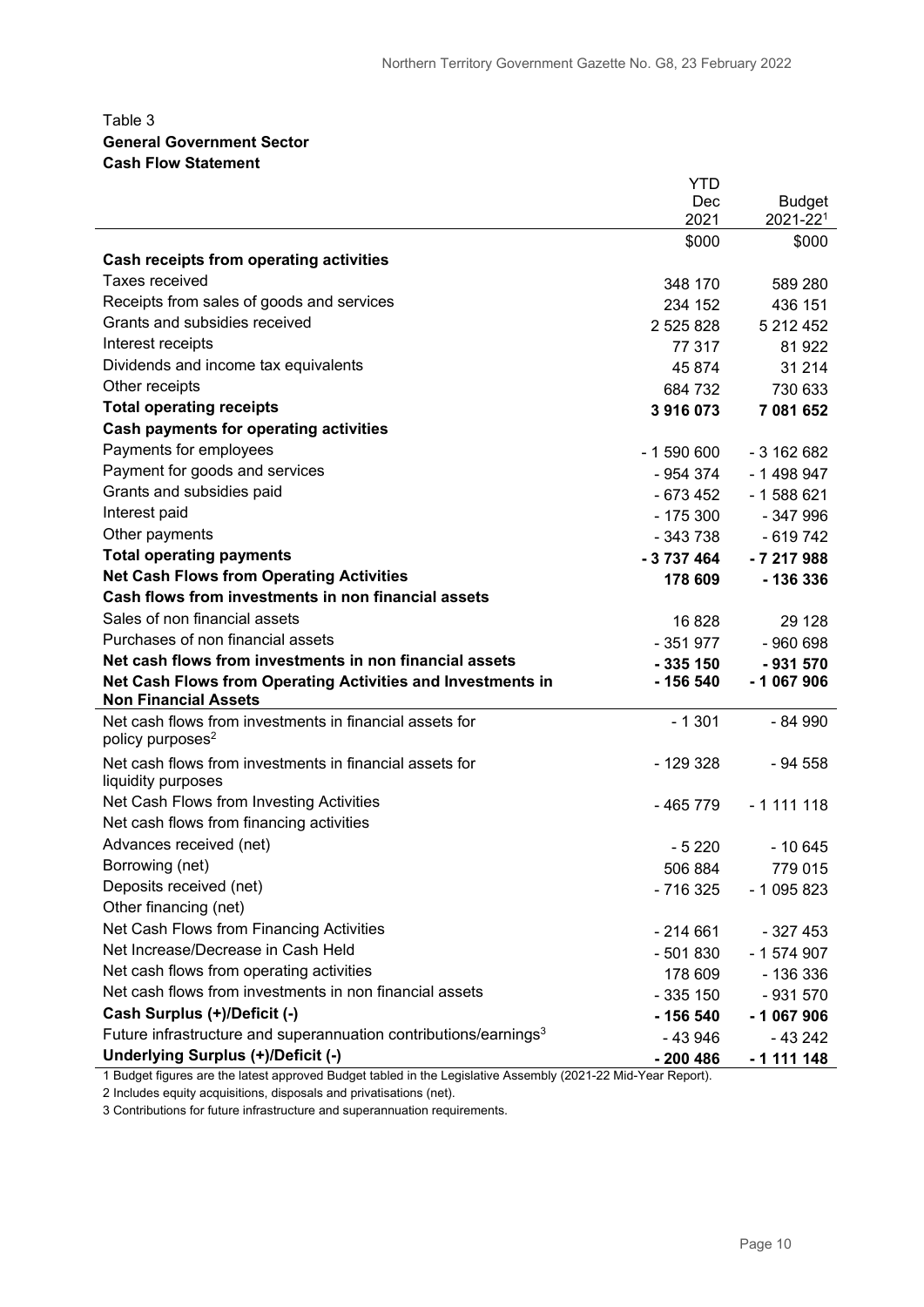Table 3

**General Government Sector**

**Cash Flow Statement**

| | YTD Dec 2021 | Budget 2021-22[1] |
|---|---|---|
| | $000 | $000 |
| **Cash receipts from operating activities** | | |
| Taxes received | 348 170 | 589 280 |
| Receipts from sales of goods and services | 234 152 | 436 151 |
| Grants and subsidies received | 2 525 828 | 5 212 452 |
| Interest receipts | 77 317 | 81 922 |
| Dividends and income tax equivalents | 45 874 | 31 214 |
| Other receipts | 684 732 | 730 633 |
| **Total operating receipts** | **3 916 073** | **7 081 652** |
| **Cash payments for operating activities** | | |
| Payments for employees | - 1 590 600 | - 3 162 682 |
| Payment for goods and services | - 954 374 | - 1 498 947 |
| Grants and subsidies paid | - 673 452 | - 1 588 621 |
| Interest paid | - 175 300 | - 347 996 |
| Other payments | - 343 738 | - 619 742 |
| **Total operating payments** | **- 3 737 464** | **- 7 217 988** |
| **Net Cash Flows from Operating Activities** | **178 609** | **- 136 336** |
| **Cash flows from investments in non financial assets** | | |
| Sales of non financial assets | 16 828 | 29 128 |
| Purchases of non financial assets | - 351 977 | - 960 698 |
| **Net cash flows from investments in non financial assets** | **- 335 150** | **- 931 570** |
| **Net Cash Flows from Operating Activities and Investments in Non Financial Assets** | **- 156 540** | **- 1 067 906** |
| Net cash flows from investments in financial assets for policy purposes[2] | - 1 301 | - 84 990 |
| Net cash flows from investments in financial assets for liquidity purposes | - 129 328 | - 94 558 |
| Net Cash Flows from Investing Activities | - 465 779 | - 1 111 118 |
| Net cash flows from financing activities | | |
| Advances received (net) | - 5 220 | - 10 645 |
| Borrowing (net) | 506 884 | 779 015 |
| Deposits received (net) | - 716 325 | - 1 095 823 |
| Other financing (net) | | |
| Net Cash Flows from Financing Activities | - 214 661 | - 327 453 |
| Net Increase/Decrease in Cash Held | - 501 830 | - 1 574 907 |
| Net cash flows from operating activities | 178 609 | - 136 336 |
| Net cash flows from investments in non financial assets | - 335 150 | - 931 570 |
| **Cash Surplus (+)/Deficit (-)** | **- 156 540** | **- 1 067 906** |
| Future infrastructure and superannuation contributions/earnings[3] | - 43 946 | - 43 242 |
| **Underlying Surplus (+)/Deficit (-)** | **- 200 486** | **- 1 111 148** |

1 Budget figures are the latest approved Budget tabled in the Legislative Assembly (2021-22 Mid-Year Report).

2 Includes equity acquisitions, disposals and privatisations (net).

3 Contributions for future infrastructure and superannuation requirements.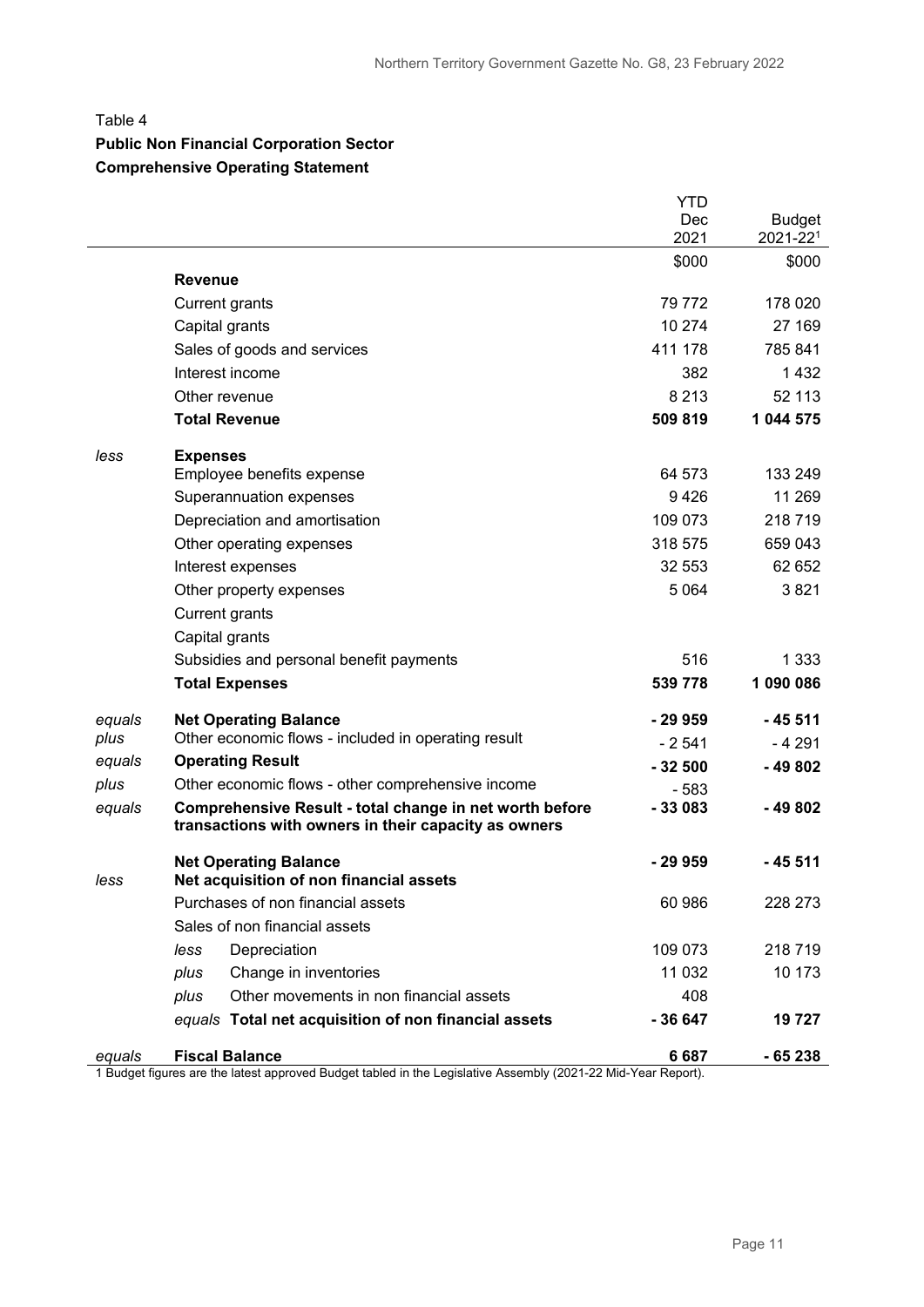Table 4

**Public Non Financial Corporation Sector**

**Comprehensive Operating Statement**

| | | YTD Dec 2021 | Budget 2021-22[1] |
|---|---|---|---|
| | | $000 | $000 |
| | **Revenue** | | |
| | Current grants | 79 772 | 178 020 |
| | Capital grants | 10 274 | 27 169 |
| | Sales of goods and services | 411 178 | 785 841 |
| | Interest income | 382 | 1 432 |
| | Other revenue | 8 213 | 52 113 |
| | **Total Revenue** | **509 819** | **1 044 575** |
| *less* | **Expenses** | | |
| | Employee benefits expense | 64 573 | 133 249 |
| | Superannuation expenses | 9 426 | 11 269 |
| | Depreciation and amortisation | 109 073 | 218 719 |
| | Other operating expenses | 318 575 | 659 043 |
| | Interest expenses | 32 553 | 62 652 |
| | Other property expenses | 5 064 | 3 821 |
| | Current grants | | |
| | Capital grants | | |
| | Subsidies and personal benefit payments | 516 | 1 333 |
| | **Total Expenses** | **539 778** | **1 090 086** |
| *equals* | **Net Operating Balance** | **- 29 959** | **- 45 511** |
| *plus* | Other economic flows - included in operating result | - 2 541 | - 4 291 |
| *equals* | **Operating Result** | **- 32 500** | **- 49 802** |
| *plus* | Other economic flows - other comprehensive income | - 583 | |
| *equals* | **Comprehensive Result - total change in net worth before transactions with owners in their capacity as owners** | **- 33 083** | **- 49 802** |
| | **Net Operating Balance** | **- 29 959** | **- 45 511** |
| *less* | **Net acquisition of non financial assets** | | |
| | Purchases of non financial assets | 60 986 | 228 273 |
| | Sales of non financial assets | | |
| | *less* Depreciation | 109 073 | 218 719 |
| | *plus* Change in inventories | 11 032 | 10 173 |
| | *plus* Other movements in non financial assets | 408 | |
| | *equals* **Total net acquisition of non financial assets** | **- 36 647** | **19 727** |
| *equals* | **Fiscal Balance** | **6 687** | **- 65 238** |

1 Budget figures are the latest approved Budget tabled in the Legislative Assembly (2021-22 Mid-Year Report).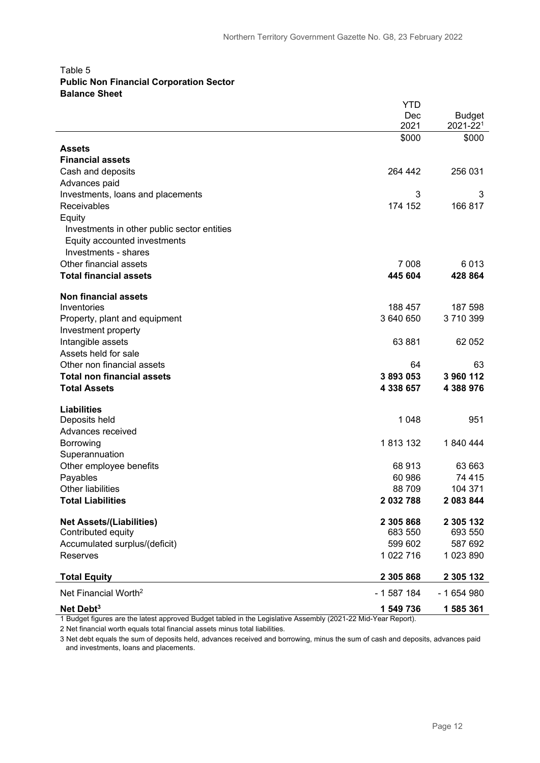Table 5
**Public Non Financial Corporation Sector**
**Balance Sheet**

| | YTD Dec 2021 | Budget 2021-22[1] |
|---|---|---|
| | $000 | $000 |
| **Assets** | | |
| **Financial assets** | | |
| Cash and deposits | 264 442 | 256 031 |
| Advances paid | | |
| Investments, loans and placements | 3 | 3 |
| Receivables | 174 152 | 166 817 |
| Equity | | |
| Investments in other public sector entities | | |
| Equity accounted investments | | |
| Investments - shares | | |
| Other financial assets | 7 008 | 6 013 |
| **Total financial assets** | **445 604** | **428 864** |
| **Non financial assets** | | |
| Inventories | 188 457 | 187 598 |
| Property, plant and equipment | 3 640 650 | 3 710 399 |
| Investment property | | |
| Intangible assets | 63 881 | 62 052 |
| Assets held for sale | | |
| Other non financial assets | 64 | 63 |
| **Total non financial assets** | **3 893 053** | **3 960 112** |
| **Total Assets** | **4 338 657** | **4 388 976** |
| **Liabilities** | | |
| Deposits held | 1 048 | 951 |
| Advances received | | |
| Borrowing | 1 813 132 | 1 840 444 |
| Superannuation | | |
| Other employee benefits | 68 913 | 63 663 |
| Payables | 60 986 | 74 415 |
| Other liabilities | 88 709 | 104 371 |
| **Total Liabilities** | **2 032 788** | **2 083 844** |
| **Net Assets/(Liabilities)** | **2 305 868** | **2 305 132** |
| Contributed equity | 683 550 | 693 550 |
| Accumulated surplus/(deficit) | 599 602 | 587 692 |
| Reserves | 1 022 716 | 1 023 890 |
| **Total Equity** | **2 305 868** | **2 305 132** |
| Net Financial Worth[2] | - 1 587 184 | - 1 654 980 |
| **Net Debt[3]** | **1 549 736** | **1 585 361** |

1 Budget figures are the latest approved Budget tabled in the Legislative Assembly (2021-22 Mid-Year Report).

2 Net financial worth equals total financial assets minus total liabilities.

3 Net debt equals the sum of deposits held, advances received and borrowing, minus the sum of cash and deposits, advances paid and investments, loans and placements.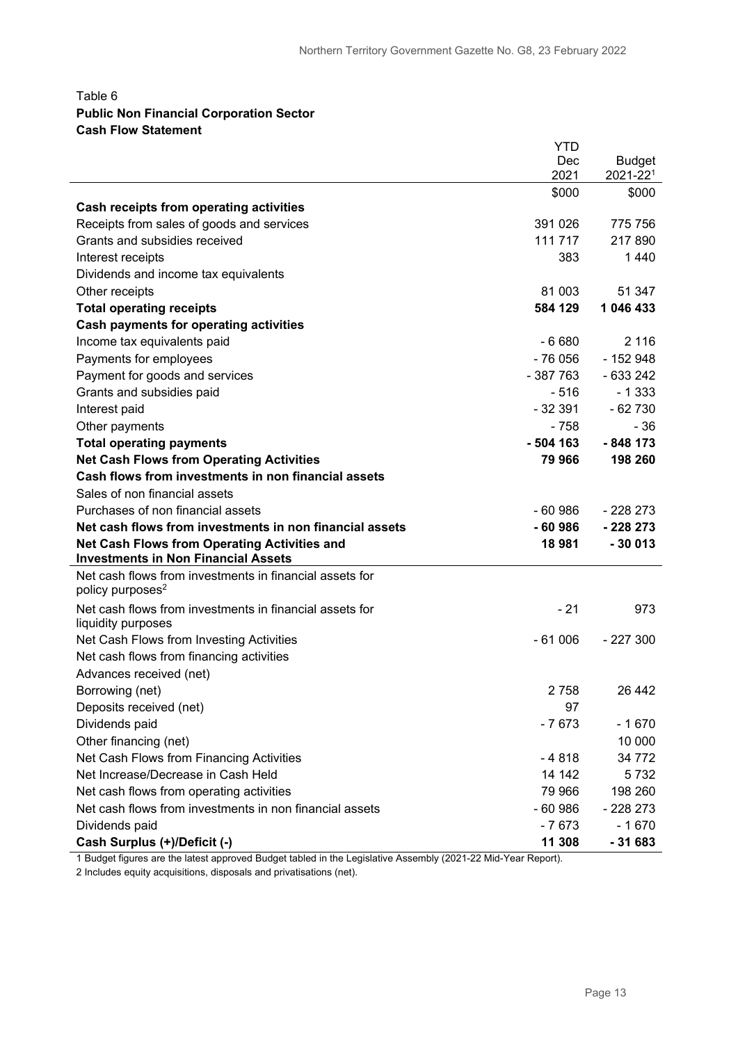Table 6
**Public Non Financial Corporation Sector**
**Cash Flow Statement**

| | YTD Dec 2021 | Budget 2021-22[1] |
|---|---|---|
| | $000 | $000 |
| **Cash receipts from operating activities** | | |
| Receipts from sales of goods and services | 391 026 | 775 756 |
| Grants and subsidies received | 111 717 | 217 890 |
| Interest receipts | 383 | 1 440 |
| Dividends and income tax equivalents | | |
| Other receipts | 81 003 | 51 347 |
| **Total operating receipts** | **584 129** | **1 046 433** |
| **Cash payments for operating activities** | | |
| Income tax equivalents paid | - 6 680 | 2 116 |
| Payments for employees | - 76 056 | - 152 948 |
| Payment for goods and services | - 387 763 | - 633 242 |
| Grants and subsidies paid | - 516 | - 1 333 |
| Interest paid | - 32 391 | - 62 730 |
| Other payments | - 758 | - 36 |
| **Total operating payments** | **- 504 163** | **- 848 173** |
| **Net Cash Flows from Operating Activities** | **79 966** | **198 260** |
| **Cash flows from investments in non financial assets** | | |
| Sales of non financial assets | | |
| Purchases of non financial assets | - 60 986 | - 228 273 |
| **Net cash flows from investments in non financial assets** | **- 60 986** | **- 228 273** |
| **Net Cash Flows from Operating Activities and Investments in Non Financial Assets** | **18 981** | **- 30 013** |
| Net cash flows from investments in financial assets for policy purposes[2] | | |
| Net cash flows from investments in financial assets for liquidity purposes | - 21 | 973 |
| Net Cash Flows from Investing Activities | - 61 006 | - 227 300 |
| Net cash flows from financing activities | | |
| Advances received (net) | | |
| Borrowing (net) | 2 758 | 26 442 |
| Deposits received (net) | 97 | |
| Dividends paid | - 7 673 | - 1 670 |
| Other financing (net) | | 10 000 |
| Net Cash Flows from Financing Activities | - 4 818 | 34 772 |
| Net Increase/Decrease in Cash Held | 14 142 | 5 732 |
| Net cash flows from operating activities | 79 966 | 198 260 |
| Net cash flows from investments in non financial assets | - 60 986 | - 228 273 |
| Dividends paid | - 7 673 | - 1 670 |
| **Cash Surplus (+)/Deficit (-)** | **11 308** | **- 31 683** |

1 Budget figures are the latest approved Budget tabled in the Legislative Assembly (2021-22 Mid-Year Report).
2 Includes equity acquisitions, disposals and privatisations (net).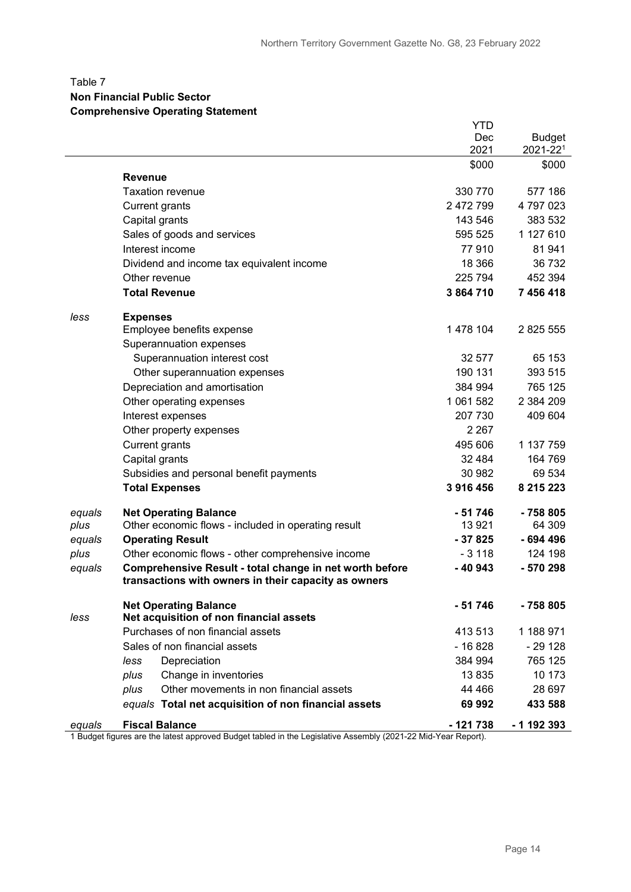Table 7
**Non Financial Public Sector**
**Comprehensive Operating Statement**

| | | YTD Dec 2021 | Budget 2021-22[1] |
|---|---|---|---|
| | | $000 | $000 |
| | **Revenue** | | |
| | Taxation revenue | 330 770 | 577 186 |
| | Current grants | 2 472 799 | 4 797 023 |
| | Capital grants | 143 546 | 383 532 |
| | Sales of goods and services | 595 525 | 1 127 610 |
| | Interest income | 77 910 | 81 941 |
| | Dividend and income tax equivalent income | 18 366 | 36 732 |
| | Other revenue | 225 794 | 452 394 |
| | **Total Revenue** | **3 864 710** | **7 456 418** |
| *less* | **Expenses** | | |
| | Employee benefits expense | 1 478 104 | 2 825 555 |
| | Superannuation expenses | | |
| | Superannuation interest cost | 32 577 | 65 153 |
| | Other superannuation expenses | 190 131 | 393 515 |
| | Depreciation and amortisation | 384 994 | 765 125 |
| | Other operating expenses | 1 061 582 | 2 384 209 |
| | Interest expenses | 207 730 | 409 604 |
| | Other property expenses | 2 267 | |
| | Current grants | 495 606 | 1 137 759 |
| | Capital grants | 32 484 | 164 769 |
| | Subsidies and personal benefit payments | 30 982 | 69 534 |
| | **Total Expenses** | **3 916 456** | **8 215 223** |
| *equals* | **Net Operating Balance** | **- 51 746** | **- 758 805** |
| *plus* | Other economic flows - included in operating result | 13 921 | 64 309 |
| *equals* | **Operating Result** | **- 37 825** | **- 694 496** |
| *plus* | Other economic flows - other comprehensive income | - 3 118 | 124 198 |
| *equals* | **Comprehensive Result - total change in net worth before transactions with owners in their capacity as owners** | **- 40 943** | **- 570 298** |
| | **Net Operating Balance** | **- 51 746** | **- 758 805** |
| *less* | **Net acquisition of non financial assets** | | |
| | Purchases of non financial assets | 413 513 | 1 188 971 |
| | Sales of non financial assets | - 16 828 | - 29 128 |
| | *less* Depreciation | 384 994 | 765 125 |
| | *plus* Change in inventories | 13 835 | 10 173 |
| | *plus* Other movements in non financial assets | 44 466 | 28 697 |
| | *equals* **Total net acquisition of non financial assets** | **69 992** | **433 588** |
| *equals* | **Fiscal Balance** | **- 121 738** | **- 1 192 393** |

1 Budget figures are the latest approved Budget tabled in the Legislative Assembly (2021-22 Mid-Year Report).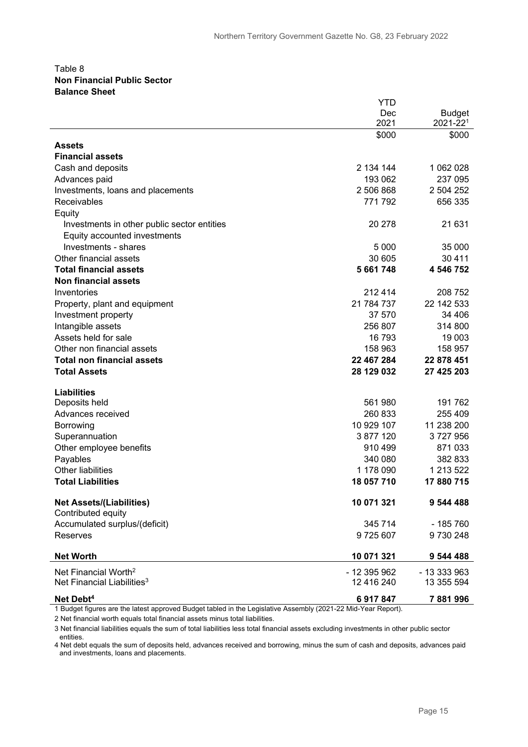Table 8
**Non Financial Public Sector**
**Balance Sheet**

| | YTD Dec 2021 | Budget 2021-22[1] |
|---|---|---|
| | $000 | $000 |
| **Assets** | | |
| **Financial assets** | | |
| Cash and deposits | 2 134 144 | 1 062 028 |
| Advances paid | 193 062 | 237 095 |
| Investments, loans and placements | 2 506 868 | 2 504 252 |
| Receivables | 771 792 | 656 335 |
| Equity | | |
| Investments in other public sector entities | 20 278 | 21 631 |
| Equity accounted investments | | |
| Investments - shares | 5 000 | 35 000 |
| Other financial assets | 30 605 | 30 411 |
| **Total financial assets** | **5 661 748** | **4 546 752** |
| **Non financial assets** | | |
| Inventories | 212 414 | 208 752 |
| Property, plant and equipment | 21 784 737 | 22 142 533 |
| Investment property | 37 570 | 34 406 |
| Intangible assets | 256 807 | 314 800 |
| Assets held for sale | 16 793 | 19 003 |
| Other non financial assets | 158 963 | 158 957 |
| **Total non financial assets** | **22 467 284** | **22 878 451** |
| **Total Assets** | **28 129 032** | **27 425 203** |
| **Liabilities** | | |
| Deposits held | 561 980 | 191 762 |
| Advances received | 260 833 | 255 409 |
| Borrowing | 10 929 107 | 11 238 200 |
| Superannuation | 3 877 120 | 3 727 956 |
| Other employee benefits | 910 499 | 871 033 |
| Payables | 340 080 | 382 833 |
| Other liabilities | 1 178 090 | 1 213 522 |
| **Total Liabilities** | **18 057 710** | **17 880 715** |
| **Net Assets/(Liabilities)** | **10 071 321** | **9 544 488** |
| Contributed equity | | |
| Accumulated surplus/(deficit) | 345 714 | - 185 760 |
| Reserves | 9 725 607 | 9 730 248 |
| **Net Worth** | **10 071 321** | **9 544 488** |
| Net Financial Worth[2] | - 12 395 962 | - 13 333 963 |
| Net Financial Liabilities[3] | 12 416 240 | 13 355 594 |
| **Net Debt[4]** | **6 917 847** | **7 881 996** |

1 Budget figures are the latest approved Budget tabled in the Legislative Assembly (2021-22 Mid-Year Report).

2 Net financial worth equals total financial assets minus total liabilities.

3 Net financial liabilities equals the sum of total liabilities less total financial assets excluding investments in other public sector entities.

4 Net debt equals the sum of deposits held, advances received and borrowing, minus the sum of cash and deposits, advances paid and investments, loans and placements.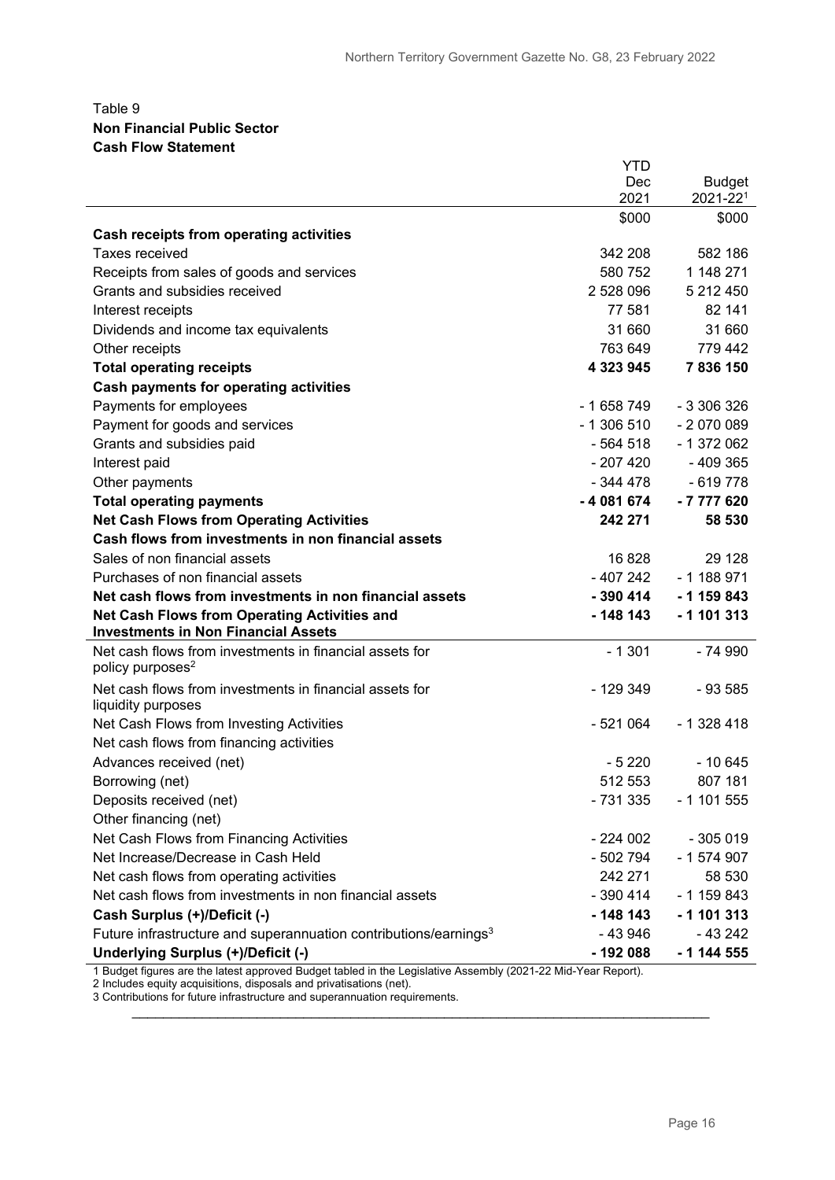Table 9

**Non Financial Public Sector**

**Cash Flow Statement**

| | YTD Dec 2021 | Budget 2021-22[1] |
|---|---|---|
| | $000 | $000 |
| **Cash receipts from operating activities** | | |
| Taxes received | 342 208 | 582 186 |
| Receipts from sales of goods and services | 580 752 | 1 148 271 |
| Grants and subsidies received | 2 528 096 | 5 212 450 |
| Interest receipts | 77 581 | 82 141 |
| Dividends and income tax equivalents | 31 660 | 31 660 |
| Other receipts | 763 649 | 779 442 |
| **Total operating receipts** | **4 323 945** | **7 836 150** |
| **Cash payments for operating activities** | | |
| Payments for employees | - 1 658 749 | - 3 306 326 |
| Payment for goods and services | - 1 306 510 | - 2 070 089 |
| Grants and subsidies paid | - 564 518 | - 1 372 062 |
| Interest paid | - 207 420 | - 409 365 |
| Other payments | - 344 478 | - 619 778 |
| **Total operating payments** | **- 4 081 674** | **- 7 777 620** |
| **Net Cash Flows from Operating Activities** | **242 271** | **58 530** |
| **Cash flows from investments in non financial assets** | | |
| Sales of non financial assets | 16 828 | 29 128 |
| Purchases of non financial assets | - 407 242 | - 1 188 971 |
| **Net cash flows from investments in non financial assets** | **- 390 414** | **- 1 159 843** |
| **Net Cash Flows from Operating Activities and Investments in Non Financial Assets** | **- 148 143** | **- 1 101 313** |
| Net cash flows from investments in financial assets for policy purposes[2] | - 1 301 | - 74 990 |
| Net cash flows from investments in financial assets for liquidity purposes | - 129 349 | - 93 585 |
| Net Cash Flows from Investing Activities | - 521 064 | - 1 328 418 |
| Net cash flows from financing activities | | |
| Advances received (net) | - 5 220 | - 10 645 |
| Borrowing (net) | 512 553 | 807 181 |
| Deposits received (net) | - 731 335 | - 1 101 555 |
| Other financing (net) | | |
| Net Cash Flows from Financing Activities | - 224 002 | - 305 019 |
| Net Increase/Decrease in Cash Held | - 502 794 | - 1 574 907 |
| Net cash flows from operating activities | 242 271 | 58 530 |
| Net cash flows from investments in non financial assets | - 390 414 | - 1 159 843 |
| **Cash Surplus (+)/Deficit (-)** | **- 148 143** | **- 1 101 313** |
| Future infrastructure and superannuation contributions/earnings[3] | - 43 946 | - 43 242 |
| **Underlying Surplus (+)/Deficit (-)** | **- 192 088** | **- 1 144 555** |

1 Budget figures are the latest approved Budget tabled in the Legislative Assembly (2021-22 Mid-Year Report).
2 Includes equity acquisitions, disposals and privatisations (net).
3 Contributions for future infrastructure and superannuation requirements.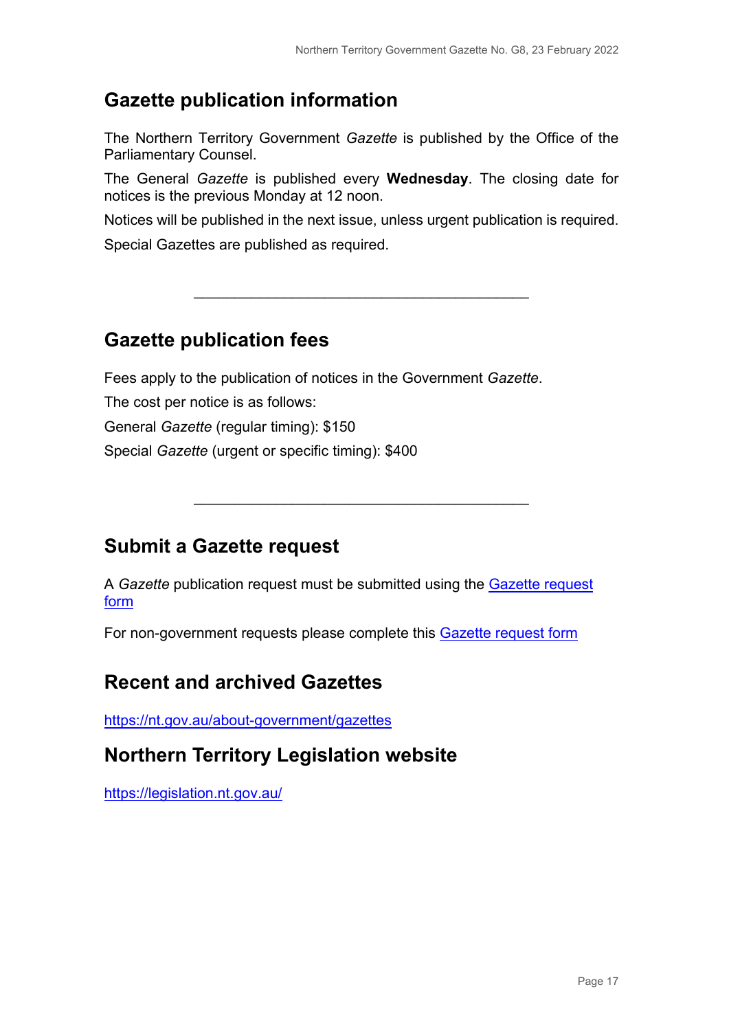## Gazette publication information

The Northern Territory Government *Gazette* is published by the Office of the Parliamentary Counsel.

The General *Gazette* is published every **Wednesday**. The closing date for notices is the previous Monday at 12 noon.

Notices will be published in the next issue, unless urgent publication is required.

Special Gazettes are published as required.

---

## Gazette publication fees

Fees apply to the publication of notices in the Government *Gazette*.

The cost per notice is as follows:

General *Gazette* (regular timing): $150

Special *Gazette* (urgent or specific timing): $400

---

## Submit a Gazette request

A *Gazette* publication request must be submitted using the Gazette request form

For non-government requests please complete this Gazette request form

## Recent and archived Gazettes

https://nt.gov.au/about-government/gazettes

## Northern Territory Legislation website

https://legislation.nt.gov.au/